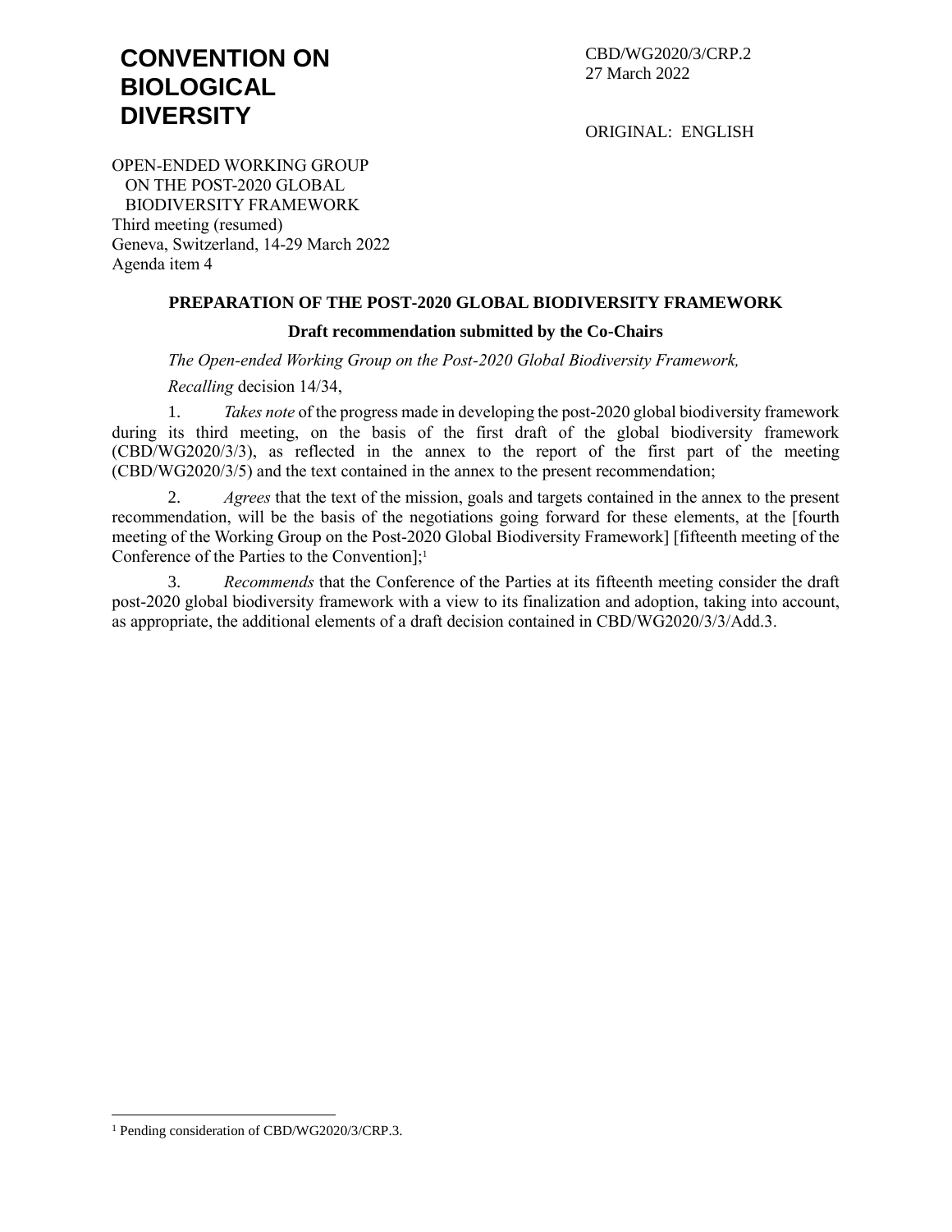**CONVENTION ON BIOLOGICAL DIVERSITY**

CBD/WG2020/3/CRP.2
27 March 2022

ORIGINAL: ENGLISH

OPEN-ENDED WORKING GROUP
ON THE POST-2020 GLOBAL
BIODIVERSITY FRAMEWORK
Third meeting (resumed)
Geneva, Switzerland, 14-29 March 2022
Agenda item 4

## PREPARATION OF THE POST-2020 GLOBAL BIODIVERSITY FRAMEWORK

### Draft recommendation submitted by the Co-Chairs

*The Open-ended Working Group on the Post-2020 Global Biodiversity Framework,*

*Recalling* decision 14/34,

1. *Takes note* of the progress made in developing the post-2020 global biodiversity framework during its third meeting, on the basis of the first draft of the global biodiversity framework (CBD/WG2020/3/3), as reflected in the annex to the report of the first part of the meeting (CBD/WG2020/3/5) and the text contained in the annex to the present recommendation;

2. *Agrees* that the text of the mission, goals and targets contained in the annex to the present recommendation, will be the basis of the negotiations going forward for these elements, at the [fourth meeting of the Working Group on the Post-2020 Global Biodiversity Framework] [fifteenth meeting of the Conference of the Parties to the Convention];[1]

3. *Recommends* that the Conference of the Parties at its fifteenth meeting consider the draft post-2020 global biodiversity framework with a view to its finalization and adoption, taking into account, as appropriate, the additional elements of a draft decision contained in CBD/WG2020/3/3/Add.3.

---

[1] Pending consideration of CBD/WG2020/3/CRP.3.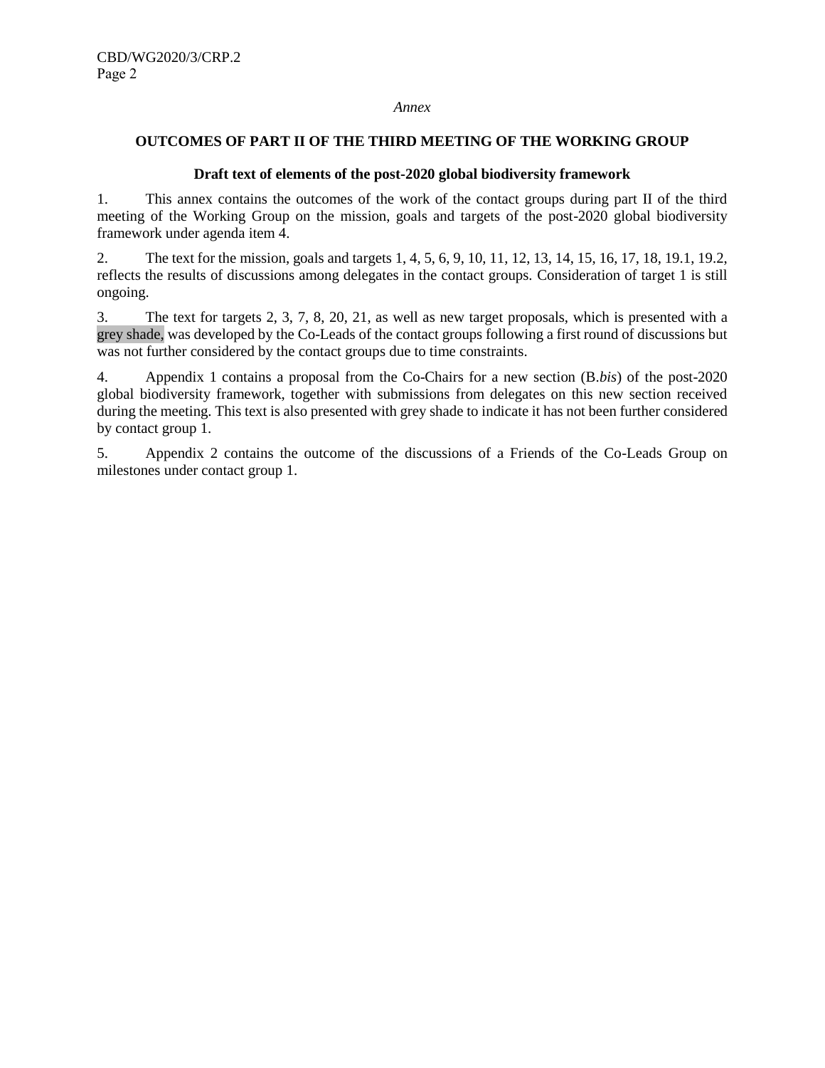*Annex*

## OUTCOMES OF PART II OF THE THIRD MEETING OF THE WORKING GROUP

### Draft text of elements of the post-2020 global biodiversity framework

1. This annex contains the outcomes of the work of the contact groups during part II of the third meeting of the Working Group on the mission, goals and targets of the post-2020 global biodiversity framework under agenda item 4.

2. The text for the mission, goals and targets 1, 4, 5, 6, 9, 10, 11, 12, 13, 14, 15, 16, 17, 18, 19.1, 19.2, reflects the results of discussions among delegates in the contact groups. Consideration of target 1 is still ongoing.

3. The text for targets 2, 3, 7, 8, 20, 21, as well as new target proposals, which is presented with a grey shade, was developed by the Co-Leads of the contact groups following a first round of discussions but was not further considered by the contact groups due to time constraints.

4. Appendix 1 contains a proposal from the Co-Chairs for a new section (B.*bis*) of the post-2020 global biodiversity framework, together with submissions from delegates on this new section received during the meeting. This text is also presented with grey shade to indicate it has not been further considered by contact group 1.

5. Appendix 2 contains the outcome of the discussions of a Friends of the Co-Leads Group on milestones under contact group 1.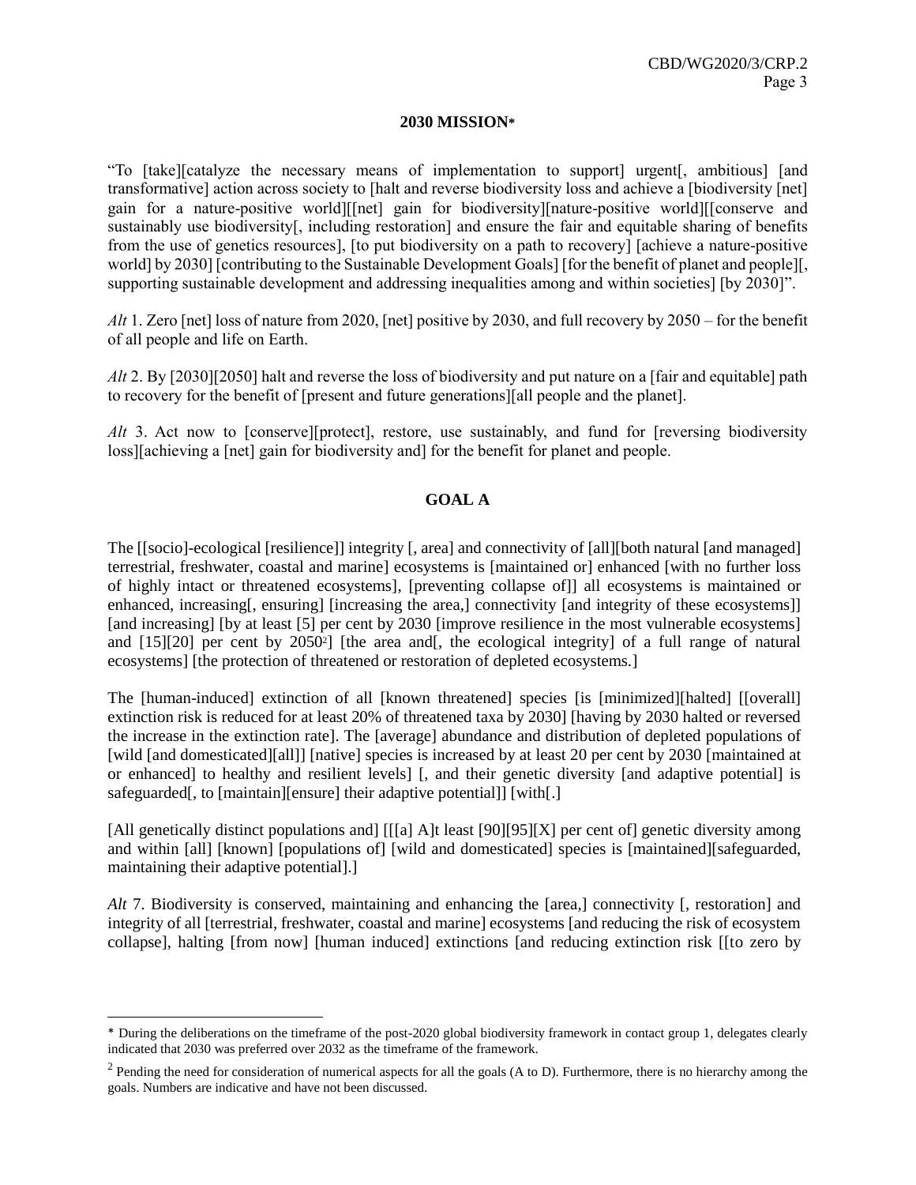## 2030 MISSION*

"To [take][catalyze the necessary means of implementation to support] urgent[, ambitious] [and transformative] action across society to [halt and reverse biodiversity loss and achieve a [biodiversity [net] gain for a nature-positive world][[net] gain for biodiversity][nature-positive world][[conserve and sustainably use biodiversity[, including restoration] and ensure the fair and equitable sharing of benefits from the use of genetics resources], [to put biodiversity on a path to recovery] [achieve a nature-positive world] by 2030] [contributing to the Sustainable Development Goals] [for the benefit of planet and people][, supporting sustainable development and addressing inequalities among and within societies] [by 2030]".

*Alt* 1. Zero [net] loss of nature from 2020, [net] positive by 2030, and full recovery by 2050 – for the benefit of all people and life on Earth.

*Alt* 2. By [2030][2050] halt and reverse the loss of biodiversity and put nature on a [fair and equitable] path to recovery for the benefit of [present and future generations][all people and the planet].

*Alt* 3. Act now to [conserve][protect], restore, use sustainably, and fund for [reversing biodiversity loss][achieving a [net] gain for biodiversity and] for the benefit for planet and people.

## GOAL A

The [[socio]-ecological [resilience]] integrity [, area] and connectivity of [all][both natural [and managed] terrestrial, freshwater, coastal and marine] ecosystems is [maintained or] enhanced [with no further loss of highly intact or threatened ecosystems], [preventing collapse of]] all ecosystems is maintained or enhanced, increasing[, ensuring] [increasing the area,] connectivity [and integrity of these ecosystems]] [and increasing] [by at least [5] per cent by 2030 [improve resilience in the most vulnerable ecosystems] and [15][20] per cent by 2050[2]] [the area and[, the ecological integrity] of a full range of natural ecosystems] [the protection of threatened or restoration of depleted ecosystems.]

The [human-induced] extinction of all [known threatened] species [is [minimized][halted] [[overall] extinction risk is reduced for at least 20% of threatened taxa by 2030] [having by 2030 halted or reversed the increase in the extinction rate]. The [average] abundance and distribution of depleted populations of [wild [and domesticated][all]] [native] species is increased by at least 20 per cent by 2030 [maintained at or enhanced] to healthy and resilient levels] [, and their genetic diversity [and adaptive potential] is safeguarded[, to [maintain][ensure] their adaptive potential]] [with[.]

[All genetically distinct populations and] [[[a] A]t least [90][95][X] per cent of] genetic diversity among and within [all] [known] [populations of] [wild and domesticated] species is [maintained][safeguarded, maintaining their adaptive potential].]

*Alt* 7. Biodiversity is conserved, maintaining and enhancing the [area,] connectivity [, restoration] and integrity of all [terrestrial, freshwater, coastal and marine] ecosystems [and reducing the risk of ecosystem collapse], halting [from now] [human induced] extinctions [and reducing extinction risk [[to zero by

---

* During the deliberations on the timeframe of the post-2020 global biodiversity framework in contact group 1, delegates clearly indicated that 2030 was preferred over 2032 as the timeframe of the framework.

[2] Pending the need for consideration of numerical aspects for all the goals (A to D). Furthermore, there is no hierarchy among the goals. Numbers are indicative and have not been discussed.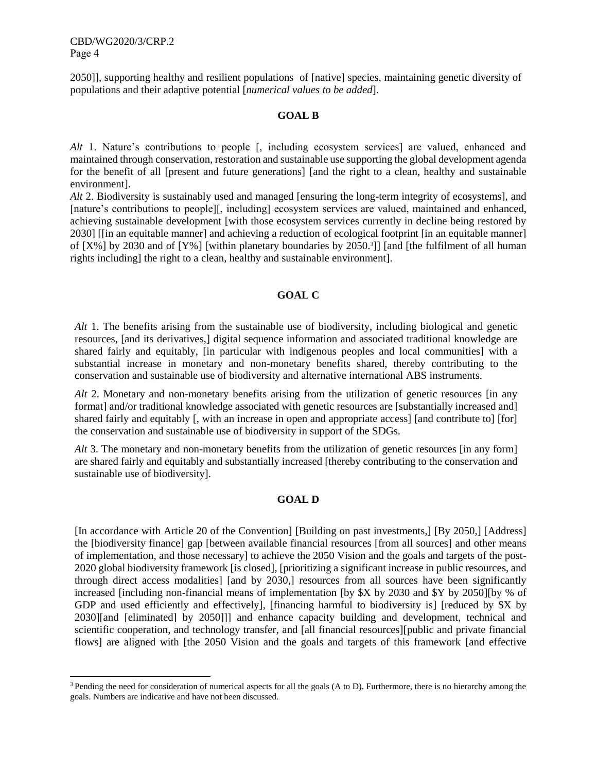2050]], supporting healthy and resilient populations of [native] species, maintaining genetic diversity of populations and their adaptive potential [*numerical values to be added*].

**GOAL B**

*Alt* 1. Nature's contributions to people [, including ecosystem services] are valued, enhanced and maintained through conservation, restoration and sustainable use supporting the global development agenda for the benefit of all [present and future generations] [and the right to a clean, healthy and sustainable environment].

*Alt* 2. Biodiversity is sustainably used and managed [ensuring the long-term integrity of ecosystems], and [nature's contributions to people][, including] ecosystem services are valued, maintained and enhanced, achieving sustainable development [with those ecosystem services currently in decline being restored by 2030] [[in an equitable manner] and achieving a reduction of ecological footprint [in an equitable manner] of [X%] by 2030 and of [Y%] [within planetary boundaries by 2050.[3]]] [and [the fulfilment of all human rights including] the right to a clean, healthy and sustainable environment].

**GOAL C**

*Alt* 1. The benefits arising from the sustainable use of biodiversity, including biological and genetic resources, [and its derivatives,] digital sequence information and associated traditional knowledge are shared fairly and equitably, [in particular with indigenous peoples and local communities] with a substantial increase in monetary and non-monetary benefits shared, thereby contributing to the conservation and sustainable use of biodiversity and alternative international ABS instruments.

*Alt* 2. Monetary and non-monetary benefits arising from the utilization of genetic resources [in any format] and/or traditional knowledge associated with genetic resources are [substantially increased and] shared fairly and equitably [, with an increase in open and appropriate access] [and contribute to] [for] the conservation and sustainable use of biodiversity in support of the SDGs.

*Alt* 3. The monetary and non-monetary benefits from the utilization of genetic resources [in any form] are shared fairly and equitably and substantially increased [thereby contributing to the conservation and sustainable use of biodiversity].

**GOAL D**

[In accordance with Article 20 of the Convention] [Building on past investments,] [By 2050,] [Address] the [biodiversity finance] gap [between available financial resources [from all sources] and other means of implementation, and those necessary] to achieve the 2050 Vision and the goals and targets of the post-2020 global biodiversity framework [is closed], [prioritizing a significant increase in public resources, and through direct access modalities] [and by 2030,] resources from all sources have been significantly increased [including non-financial means of implementation [by $X by 2030 and $Y by 2050][by % of GDP and used efficiently and effectively], [financing harmful to biodiversity is] [reduced by $X by 2030][and [eliminated] by 2050]]] and enhance capacity building and development, technical and scientific cooperation, and technology transfer, and [all financial resources][public and private financial flows] are aligned with [the 2050 Vision and the goals and targets of this framework [and effective

---

[3] Pending the need for consideration of numerical aspects for all the goals (A to D). Furthermore, there is no hierarchy among the goals. Numbers are indicative and have not been discussed.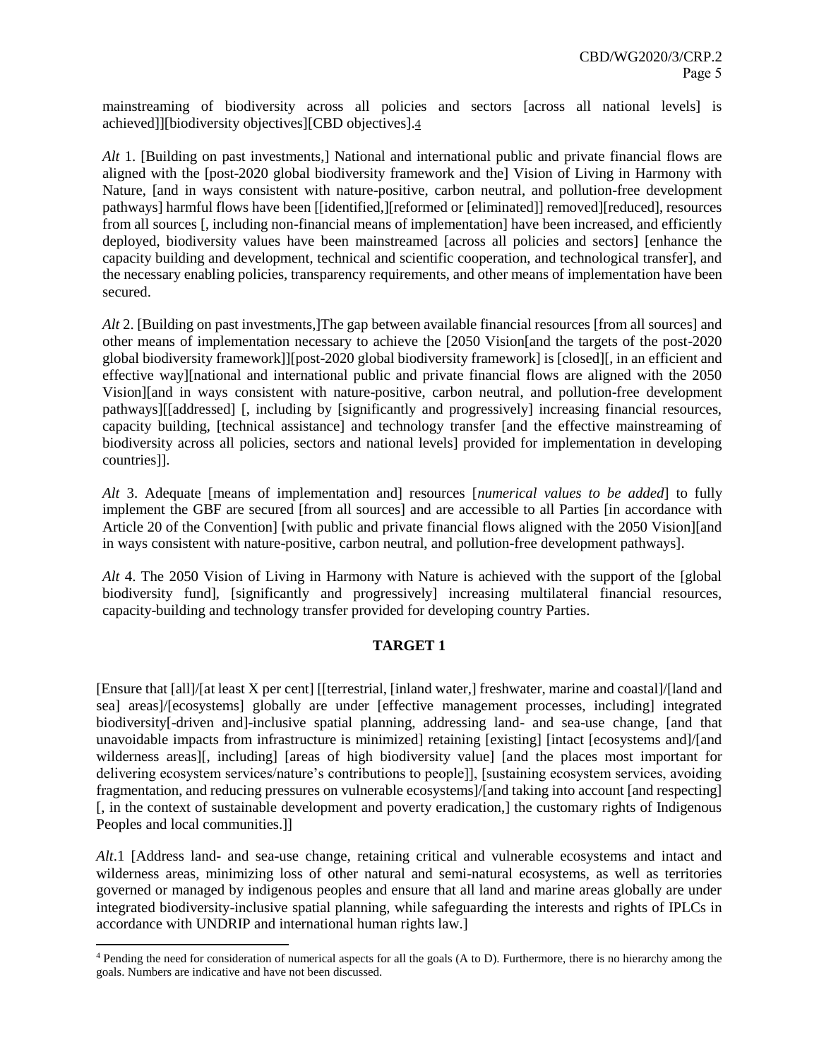mainstreaming of biodiversity across all policies and sectors [across all national levels] is achieved]][biodiversity objectives][CBD objectives].[4]

*Alt* 1. [Building on past investments,] National and international public and private financial flows are aligned with the [post-2020 global biodiversity framework and the] Vision of Living in Harmony with Nature, [and in ways consistent with nature-positive, carbon neutral, and pollution-free development pathways] harmful flows have been [[identified,][reformed or [eliminated]] removed][reduced], resources from all sources [, including non-financial means of implementation] have been increased, and efficiently deployed, biodiversity values have been mainstreamed [across all policies and sectors] [enhance the capacity building and development, technical and scientific cooperation, and technological transfer], and the necessary enabling policies, transparency requirements, and other means of implementation have been secured.

*Alt* 2. [Building on past investments,]The gap between available financial resources [from all sources] and other means of implementation necessary to achieve the [2050 Vision[and the targets of the post-2020 global biodiversity framework]][post-2020 global biodiversity framework] is [closed][, in an efficient and effective way][national and international public and private financial flows are aligned with the 2050 Vision][and in ways consistent with nature-positive, carbon neutral, and pollution-free development pathways][[addressed] [, including by [significantly and progressively] increasing financial resources, capacity building, [technical assistance] and technology transfer [and the effective mainstreaming of biodiversity across all policies, sectors and national levels] provided for implementation in developing countries]].

*Alt* 3. Adequate [means of implementation and] resources [*numerical values to be added*] to fully implement the GBF are secured [from all sources] and are accessible to all Parties [in accordance with Article 20 of the Convention] [with public and private financial flows aligned with the 2050 Vision][and in ways consistent with nature-positive, carbon neutral, and pollution-free development pathways].

*Alt* 4. The 2050 Vision of Living in Harmony with Nature is achieved with the support of the [global biodiversity fund], [significantly and progressively] increasing multilateral financial resources, capacity-building and technology transfer provided for developing country Parties.

## TARGET 1

[Ensure that [all]/[at least X per cent] [[terrestrial, [inland water,] freshwater, marine and coastal]/[land and sea] areas]/[ecosystems] globally are under [effective management processes, including] integrated biodiversity[-driven and]-inclusive spatial planning, addressing land- and sea-use change, [and that unavoidable impacts from infrastructure is minimized] retaining [existing] [intact [ecosystems and]/[and wilderness areas][, including] [areas of high biodiversity value] [and the places most important for delivering ecosystem services/nature's contributions to people]], [sustaining ecosystem services, avoiding fragmentation, and reducing pressures on vulnerable ecosystems]/[and taking into account [and respecting] [, in the context of sustainable development and poverty eradication,] the customary rights of Indigenous Peoples and local communities.]]

*Alt*.1 [Address land- and sea-use change, retaining critical and vulnerable ecosystems and intact and wilderness areas, minimizing loss of other natural and semi-natural ecosystems, as well as territories governed or managed by indigenous peoples and ensure that all land and marine areas globally are under integrated biodiversity-inclusive spatial planning, while safeguarding the interests and rights of IPLCs in accordance with UNDRIP and international human rights law.]

[4] Pending the need for consideration of numerical aspects for all the goals (A to D). Furthermore, there is no hierarchy among the goals. Numbers are indicative and have not been discussed.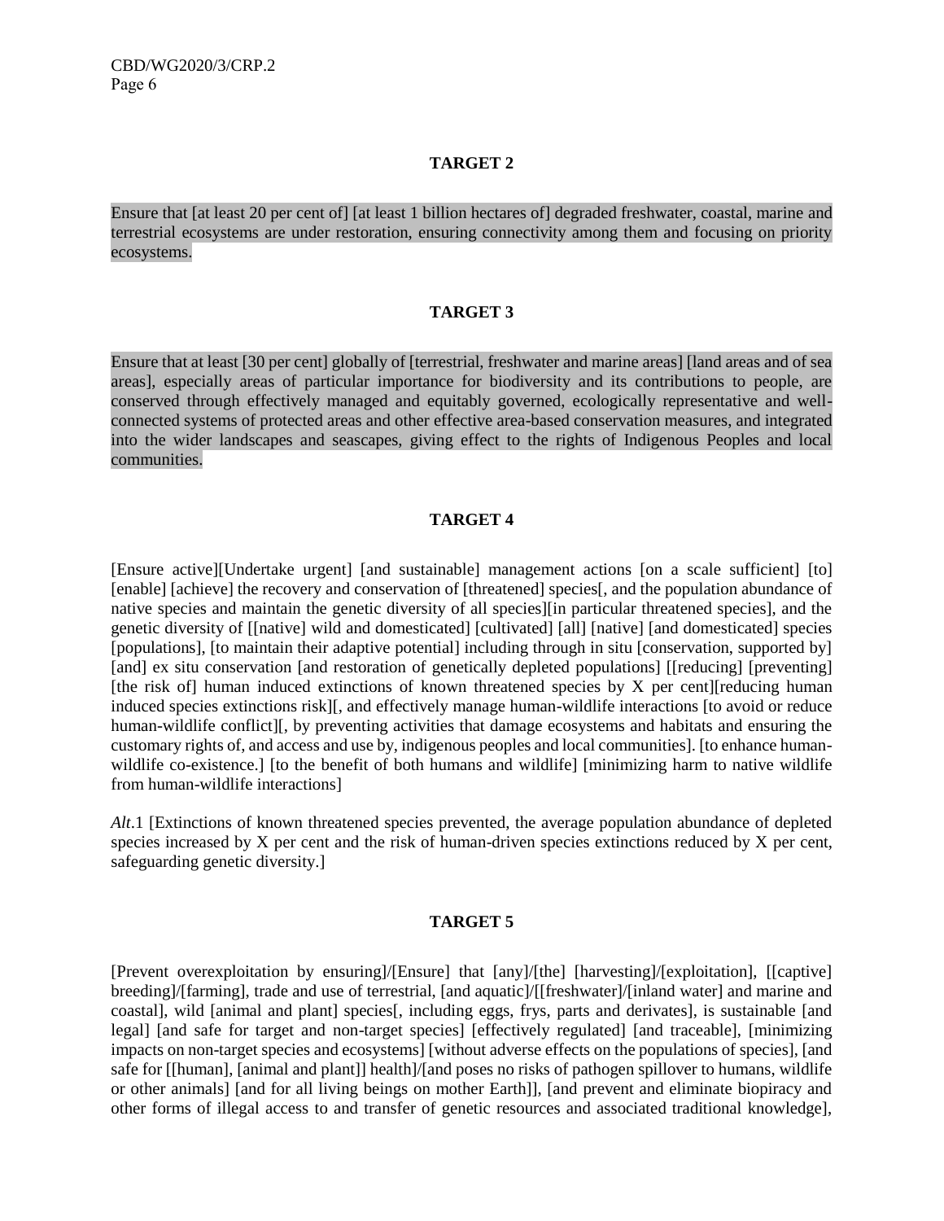**TARGET 2**

Ensure that [at least 20 per cent of] [at least 1 billion hectares of] degraded freshwater, coastal, marine and terrestrial ecosystems are under restoration, ensuring connectivity among them and focusing on priority ecosystems.

**TARGET 3**

Ensure that at least [30 per cent] globally of [terrestrial, freshwater and marine areas] [land areas and of sea areas], especially areas of particular importance for biodiversity and its contributions to people, are conserved through effectively managed and equitably governed, ecologically representative and well-connected systems of protected areas and other effective area-based conservation measures, and integrated into the wider landscapes and seascapes, giving effect to the rights of Indigenous Peoples and local communities.

**TARGET 4**

[Ensure active][Undertake urgent] [and sustainable] management actions [on a scale sufficient] [to] [enable] [achieve] the recovery and conservation of [threatened] species[, and the population abundance of native species and maintain the genetic diversity of all species][in particular threatened species], and the genetic diversity of [[native] wild and domesticated] [cultivated] [all] [native] [and domesticated] species [populations], [to maintain their adaptive potential] including through in situ [conservation, supported by] [and] ex situ conservation [and restoration of genetically depleted populations] [[reducing] [preventing] [the risk of] human induced extinctions of known threatened species by X per cent][reducing human induced species extinctions risk][, and effectively manage human-wildlife interactions [to avoid or reduce human-wildlife conflict][, by preventing activities that damage ecosystems and habitats and ensuring the customary rights of, and access and use by, indigenous peoples and local communities]. [to enhance human-wildlife co-existence.] [to the benefit of both humans and wildlife] [minimizing harm to native wildlife from human-wildlife interactions]

*Alt*.1 [Extinctions of known threatened species prevented, the average population abundance of depleted species increased by X per cent and the risk of human-driven species extinctions reduced by X per cent, safeguarding genetic diversity.]

**TARGET 5**

[Prevent overexploitation by ensuring]/[Ensure] that [any]/[the] [harvesting]/[exploitation], [[captive] breeding]/[farming], trade and use of terrestrial, [and aquatic]/[[freshwater]/[inland water] and marine and coastal], wild [animal and plant] species[, including eggs, frys, parts and derivates], is sustainable [and legal] [and safe for target and non-target species] [effectively regulated] [and traceable], [minimizing impacts on non-target species and ecosystems] [without adverse effects on the populations of species], [and safe for [[human], [animal and plant]] health]/[and poses no risks of pathogen spillover to humans, wildlife or other animals] [and for all living beings on mother Earth]], [and prevent and eliminate biopiracy and other forms of illegal access to and transfer of genetic resources and associated traditional knowledge],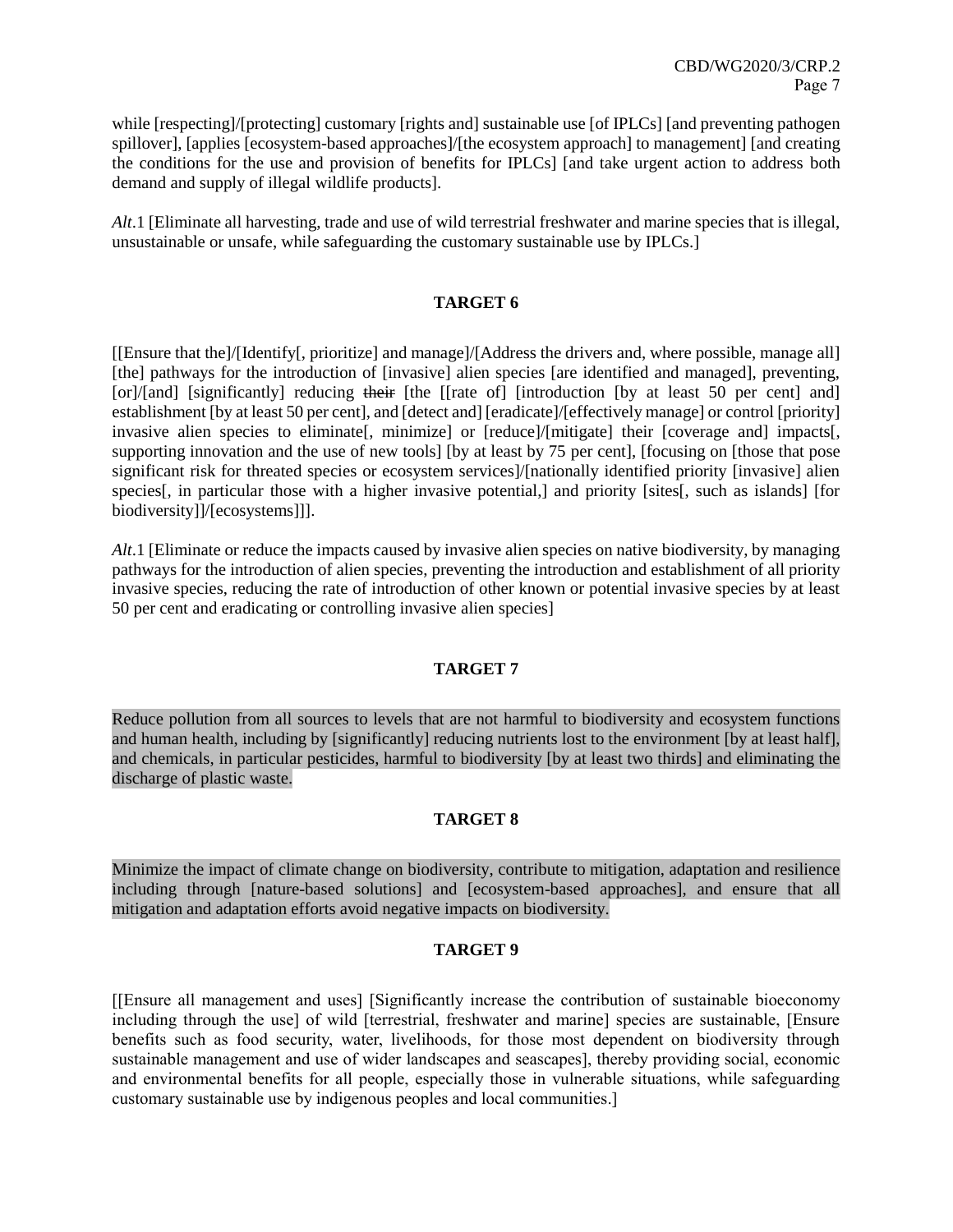while [respecting]/[protecting] customary [rights and] sustainable use [of IPLCs] [and preventing pathogen spillover], [applies [ecosystem-based approaches]/[the ecosystem approach] to management] [and creating the conditions for the use and provision of benefits for IPLCs] [and take urgent action to address both demand and supply of illegal wildlife products].

*Alt*.1 [Eliminate all harvesting, trade and use of wild terrestrial freshwater and marine species that is illegal, unsustainable or unsafe, while safeguarding the customary sustainable use by IPLCs.]

## TARGET 6

[[Ensure that the]/[Identify[, prioritize] and manage]/[Address the drivers and, where possible, manage all] [the] pathways for the introduction of [invasive] alien species [are identified and managed], preventing, [or]/[and] [significantly] reducing ~~their~~ [the [[rate of] [introduction [by at least 50 per cent] and] establishment [by at least 50 per cent], and [detect and] [eradicate]/[effectively manage] or control [priority] invasive alien species to eliminate[, minimize] or [reduce]/[mitigate] their [coverage and] impacts[, supporting innovation and the use of new tools] [by at least by 75 per cent], [focusing on [those that pose significant risk for threated species or ecosystem services]/[nationally identified priority [invasive] alien species[, in particular those with a higher invasive potential,] and priority [sites[, such as islands] [for biodiversity]]/[ecosystems]]].

*Alt*.1 [Eliminate or reduce the impacts caused by invasive alien species on native biodiversity, by managing pathways for the introduction of alien species, preventing the introduction and establishment of all priority invasive species, reducing the rate of introduction of other known or potential invasive species by at least 50 per cent and eradicating or controlling invasive alien species]

## TARGET 7

Reduce pollution from all sources to levels that are not harmful to biodiversity and ecosystem functions and human health, including by [significantly] reducing nutrients lost to the environment [by at least half], and chemicals, in particular pesticides, harmful to biodiversity [by at least two thirds] and eliminating the discharge of plastic waste.

## TARGET 8

Minimize the impact of climate change on biodiversity, contribute to mitigation, adaptation and resilience including through [nature-based solutions] and [ecosystem-based approaches], and ensure that all mitigation and adaptation efforts avoid negative impacts on biodiversity.

## TARGET 9

[[Ensure all management and uses] [Significantly increase the contribution of sustainable bioeconomy including through the use] of wild [terrestrial, freshwater and marine] species are sustainable, [Ensure benefits such as food security, water, livelihoods, for those most dependent on biodiversity through sustainable management and use of wider landscapes and seascapes], thereby providing social, economic and environmental benefits for all people, especially those in vulnerable situations, while safeguarding customary sustainable use by indigenous peoples and local communities.]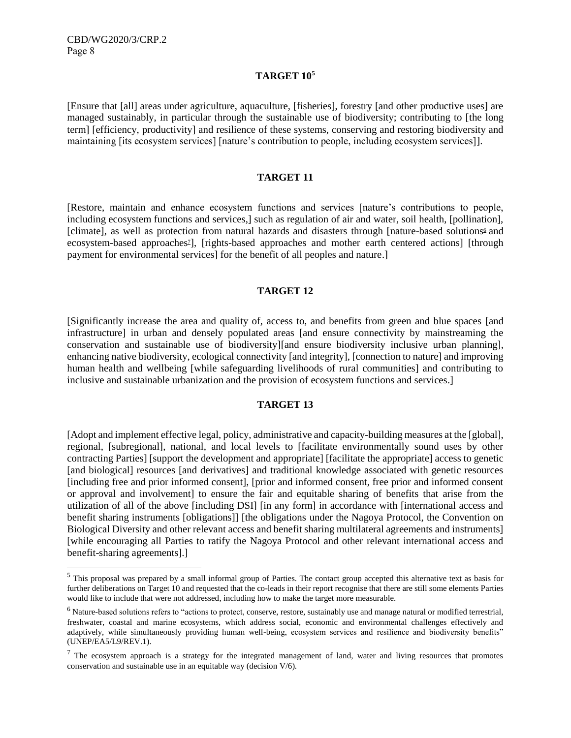### TARGET 10[5]

[Ensure that [all] areas under agriculture, aquaculture, [fisheries], forestry [and other productive uses] are managed sustainably, in particular through the sustainable use of biodiversity; contributing to [the long term] [efficiency, productivity] and resilience of these systems, conserving and restoring biodiversity and maintaining [its ecosystem services] [nature's contribution to people, including ecosystem services]].

### TARGET 11

[Restore, maintain and enhance ecosystem functions and services [nature's contributions to people, including ecosystem functions and services,] such as regulation of air and water, soil health, [pollination], [climate], as well as protection from natural hazards and disasters through [nature-based solutions[6] and ecosystem-based approaches[7]], [rights-based approaches and mother earth centered actions] [through payment for environmental services] for the benefit of all peoples and nature.]

### TARGET 12

[Significantly increase the area and quality of, access to, and benefits from green and blue spaces [and infrastructure] in urban and densely populated areas [and ensure connectivity by mainstreaming the conservation and sustainable use of biodiversity][and ensure biodiversity inclusive urban planning], enhancing native biodiversity, ecological connectivity [and integrity], [connection to nature] and improving human health and wellbeing [while safeguarding livelihoods of rural communities] and contributing to inclusive and sustainable urbanization and the provision of ecosystem functions and services.]

### TARGET 13

[Adopt and implement effective legal, policy, administrative and capacity-building measures at the [global], regional, [subregional], national, and local levels to [facilitate environmentally sound uses by other contracting Parties] [support the development and appropriate] [facilitate the appropriate] access to genetic [and biological] resources [and derivatives] and traditional knowledge associated with genetic resources [including free and prior informed consent], [prior and informed consent, free prior and informed consent or approval and involvement] to ensure the fair and equitable sharing of benefits that arise from the utilization of all of the above [including DSI] [in any form] in accordance with [international access and benefit sharing instruments [obligations]] [the obligations under the Nagoya Protocol, the Convention on Biological Diversity and other relevant access and benefit sharing multilateral agreements and instruments] [while encouraging all Parties to ratify the Nagoya Protocol and other relevant international access and benefit-sharing agreements].]

---

[5] This proposal was prepared by a small informal group of Parties. The contact group accepted this alternative text as basis for further deliberations on Target 10 and requested that the co-leads in their report recognise that there are still some elements Parties would like to include that were not addressed, including how to make the target more measurable.

[6] Nature-based solutions refers to "actions to protect, conserve, restore, sustainably use and manage natural or modified terrestrial, freshwater, coastal and marine ecosystems, which address social, economic and environmental challenges effectively and adaptively, while simultaneously providing human well-being, ecosystem services and resilience and biodiversity benefits" (UNEP/EA5/L9/REV.1).

[7] The ecosystem approach is a strategy for the integrated management of land, water and living resources that promotes conservation and sustainable use in an equitable way (decision V/6).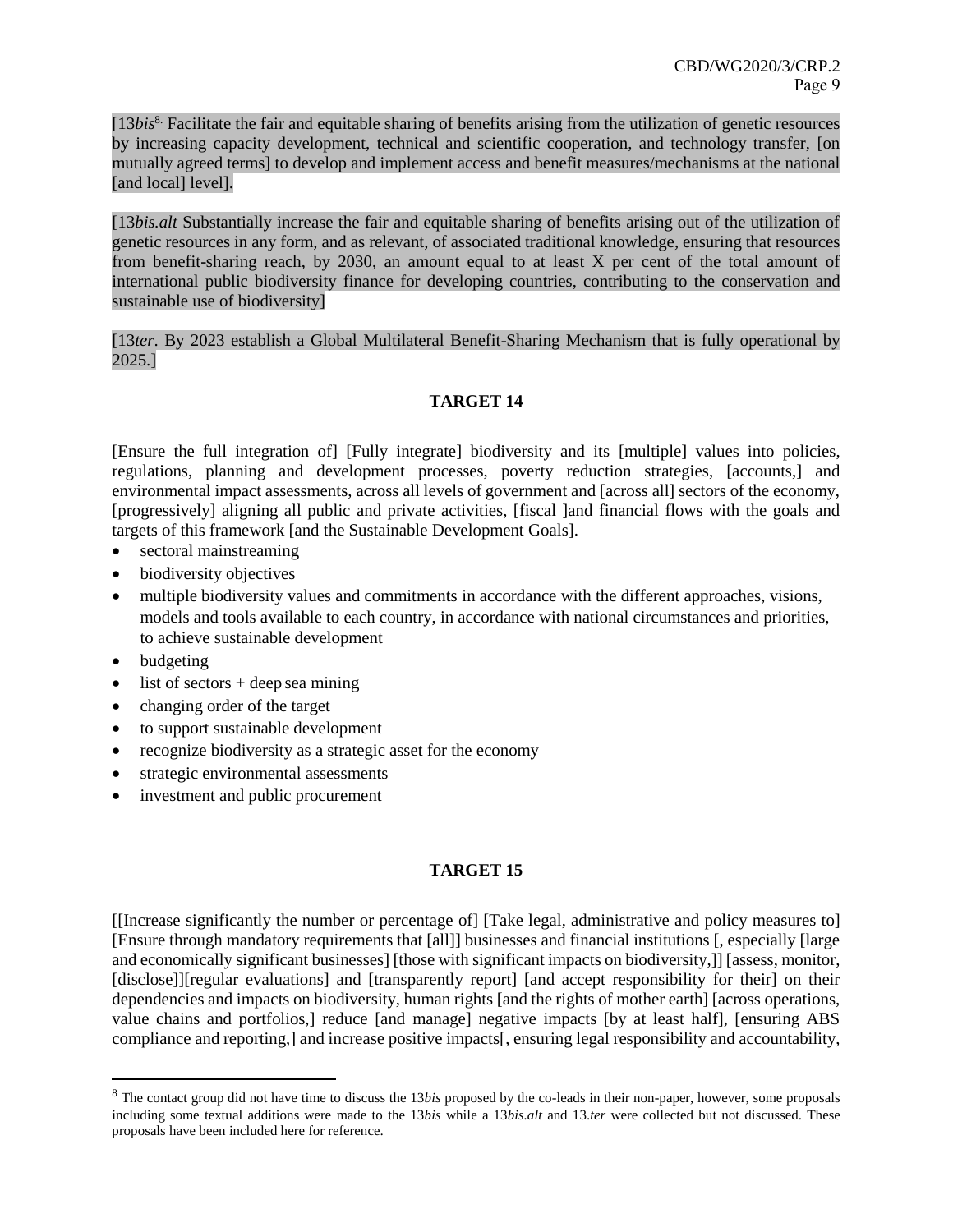[13*bis*[8]. Facilitate the fair and equitable sharing of benefits arising from the utilization of genetic resources by increasing capacity development, technical and scientific cooperation, and technology transfer, [on mutually agreed terms] to develop and implement access and benefit measures/mechanisms at the national [and local] level].

[13*bis.alt* Substantially increase the fair and equitable sharing of benefits arising out of the utilization of genetic resources in any form, and as relevant, of associated traditional knowledge, ensuring that resources from benefit-sharing reach, by 2030, an amount equal to at least X per cent of the total amount of international public biodiversity finance for developing countries, contributing to the conservation and sustainable use of biodiversity]

[13*ter*. By 2023 establish a Global Multilateral Benefit-Sharing Mechanism that is fully operational by 2025.]

**TARGET 14**

[Ensure the full integration of] [Fully integrate] biodiversity and its [multiple] values into policies, regulations, planning and development processes, poverty reduction strategies, [accounts,] and environmental impact assessments, across all levels of government and [across all] sectors of the economy, [progressively] aligning all public and private activities, [fiscal ]and financial flows with the goals and targets of this framework [and the Sustainable Development Goals].

- sectoral mainstreaming
- biodiversity objectives
- multiple biodiversity values and commitments in accordance with the different approaches, visions, models and tools available to each country, in accordance with national circumstances and priorities, to achieve sustainable development
- budgeting
- list of sectors + deep sea mining
- changing order of the target
- to support sustainable development
- recognize biodiversity as a strategic asset for the economy
- strategic environmental assessments
- investment and public procurement

**TARGET 15**

[[Increase significantly the number or percentage of] [Take legal, administrative and policy measures to] [Ensure through mandatory requirements that [all]] businesses and financial institutions [, especially [large and economically significant businesses] [those with significant impacts on biodiversity,]] [assess, monitor, [disclose]][regular evaluations] and [transparently report] [and accept responsibility for their] on their dependencies and impacts on biodiversity, human rights [and the rights of mother earth] [across operations, value chains and portfolios,] reduce [and manage] negative impacts [by at least half], [ensuring ABS compliance and reporting,] and increase positive impacts[, ensuring legal responsibility and accountability,

---

[8] The contact group did not have time to discuss the 13*bis* proposed by the co-leads in their non-paper, however, some proposals including some textual additions were made to the 13*bis* while a 13*bis.alt* and 13.*ter* were collected but not discussed. These proposals have been included here for reference.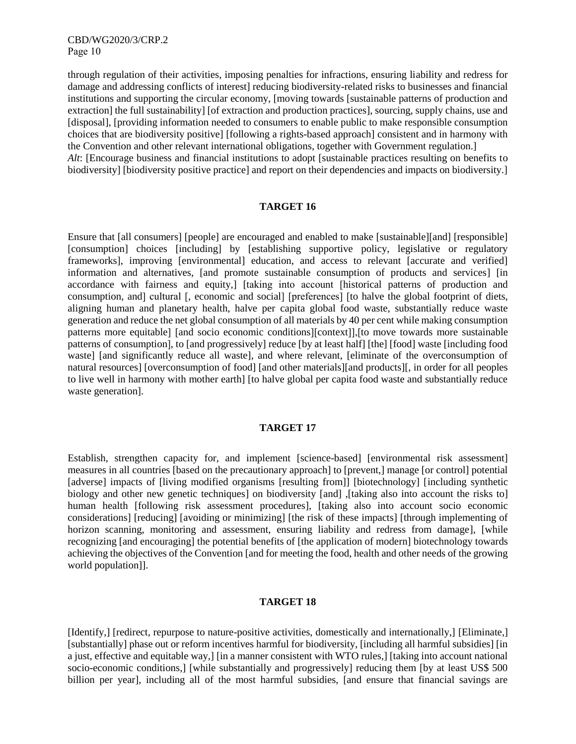through regulation of their activities, imposing penalties for infractions, ensuring liability and redress for damage and addressing conflicts of interest] reducing biodiversity-related risks to businesses and financial institutions and supporting the circular economy, [moving towards [sustainable patterns of production and extraction] the full sustainability] [of extraction and production practices], sourcing, supply chains, use and [disposal], [providing information needed to consumers to enable public to make responsible consumption choices that are biodiversity positive] [following a rights-based approach] consistent and in harmony with the Convention and other relevant international obligations, together with Government regulation.]
*Alt*: [Encourage business and financial institutions to adopt [sustainable practices resulting on benefits to biodiversity] [biodiversity positive practice] and report on their dependencies and impacts on biodiversity.]

## TARGET 16

Ensure that [all consumers] [people] are encouraged and enabled to make [sustainable][and] [responsible] [consumption] choices [including] by [establishing supportive policy, legislative or regulatory frameworks], improving [environmental] education, and access to relevant [accurate and verified] information and alternatives, [and promote sustainable consumption of products and services] [in accordance with fairness and equity,] [taking into account [historical patterns of production and consumption, and] cultural [, economic and social] [preferences] [to halve the global footprint of diets, aligning human and planetary health, halve per capita global food waste, substantially reduce waste generation and reduce the net global consumption of all materials by 40 per cent while making consumption patterns more equitable] [and socio economic conditions][context]],[to move towards more sustainable patterns of consumption], to [and progressively] reduce [by at least half] [the] [food] waste [including food waste] [and significantly reduce all waste], and where relevant, [eliminate of the overconsumption of natural resources] [overconsumption of food] [and other materials][and products][, in order for all peoples to live well in harmony with mother earth] [to halve global per capita food waste and substantially reduce waste generation].

## TARGET 17

Establish, strengthen capacity for, and implement [science-based] [environmental risk assessment] measures in all countries [based on the precautionary approach] to [prevent,] manage [or control] potential [adverse] impacts of [living modified organisms [resulting from]] [biotechnology] [including synthetic biology and other new genetic techniques] on biodiversity [and] ,[taking also into account the risks to] human health [following risk assessment procedures], [taking also into account socio economic considerations] [reducing] [avoiding or minimizing] [the risk of these impacts] [through implementing of horizon scanning, monitoring and assessment, ensuring liability and redress from damage], [while recognizing [and encouraging] the potential benefits of [the application of modern] biotechnology towards achieving the objectives of the Convention [and for meeting the food, health and other needs of the growing world population]].

## TARGET 18

[Identify,] [redirect, repurpose to nature-positive activities, domestically and internationally,] [Eliminate,] [substantially] phase out or reform incentives harmful for biodiversity, [including all harmful subsidies] [in a just, effective and equitable way,] [in a manner consistent with WTO rules,] [taking into account national socio-economic conditions,] [while substantially and progressively] reducing them [by at least US$ 500 billion per year], including all of the most harmful subsidies, [and ensure that financial savings are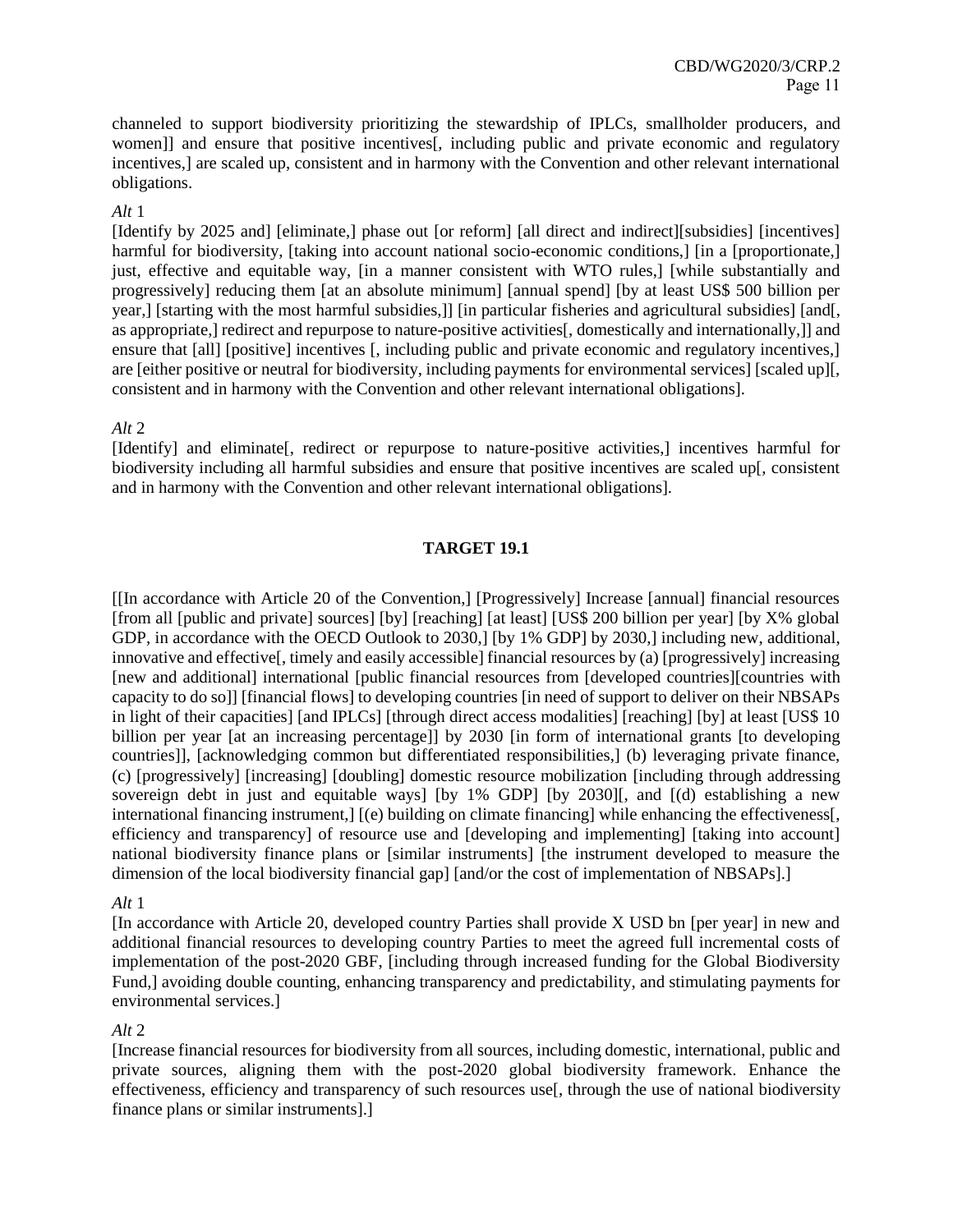channeled to support biodiversity prioritizing the stewardship of IPLCs, smallholder producers, and women]] and ensure that positive incentives[, including public and private economic and regulatory incentives,] are scaled up, consistent and in harmony with the Convention and other relevant international obligations.

*Alt* 1

[Identify by 2025 and] [eliminate,] phase out [or reform] [all direct and indirect][subsidies] [incentives] harmful for biodiversity, [taking into account national socio-economic conditions,] [in a [proportionate,] just, effective and equitable way, [in a manner consistent with WTO rules,] [while substantially and progressively] reducing them [at an absolute minimum] [annual spend] [by at least US$ 500 billion per year,] [starting with the most harmful subsidies,]] [in particular fisheries and agricultural subsidies] [and[, as appropriate,] redirect and repurpose to nature-positive activities[, domestically and internationally,]] and ensure that [all] [positive] incentives [, including public and private economic and regulatory incentives,] are [either positive or neutral for biodiversity, including payments for environmental services] [scaled up][, consistent and in harmony with the Convention and other relevant international obligations].

*Alt* 2

[Identify] and eliminate[, redirect or repurpose to nature-positive activities,] incentives harmful for biodiversity including all harmful subsidies and ensure that positive incentives are scaled up[, consistent and in harmony with the Convention and other relevant international obligations].

## TARGET 19.1

[[In accordance with Article 20 of the Convention,] [Progressively] Increase [annual] financial resources [from all [public and private] sources] [by] [reaching] [at least] [US$ 200 billion per year] [by X% global GDP, in accordance with the OECD Outlook to 2030,] [by 1% GDP] by 2030,] including new, additional, innovative and effective[, timely and easily accessible] financial resources by (a) [progressively] increasing [new and additional] international [public financial resources from [developed countries][countries with capacity to do so]] [financial flows] to developing countries [in need of support to deliver on their NBSAPs in light of their capacities] [and IPLCs] [through direct access modalities] [reaching] [by] at least [US$ 10 billion per year [at an increasing percentage]] by 2030 [in form of international grants [to developing countries]], [acknowledging common but differentiated responsibilities,] (b) leveraging private finance, (c) [progressively] [increasing] [doubling] domestic resource mobilization [including through addressing sovereign debt in just and equitable ways] [by 1% GDP] [by 2030][, and [(d) establishing a new international financing instrument,] [(e) building on climate financing] while enhancing the effectiveness[, efficiency and transparency] of resource use and [developing and implementing] [taking into account] national biodiversity finance plans or [similar instruments] [the instrument developed to measure the dimension of the local biodiversity financial gap] [and/or the cost of implementation of NBSAPs].]

*Alt* 1

[In accordance with Article 20, developed country Parties shall provide X USD bn [per year] in new and additional financial resources to developing country Parties to meet the agreed full incremental costs of implementation of the post-2020 GBF, [including through increased funding for the Global Biodiversity Fund,] avoiding double counting, enhancing transparency and predictability, and stimulating payments for environmental services.]

*Alt* 2

[Increase financial resources for biodiversity from all sources, including domestic, international, public and private sources, aligning them with the post-2020 global biodiversity framework. Enhance the effectiveness, efficiency and transparency of such resources use[, through the use of national biodiversity finance plans or similar instruments].]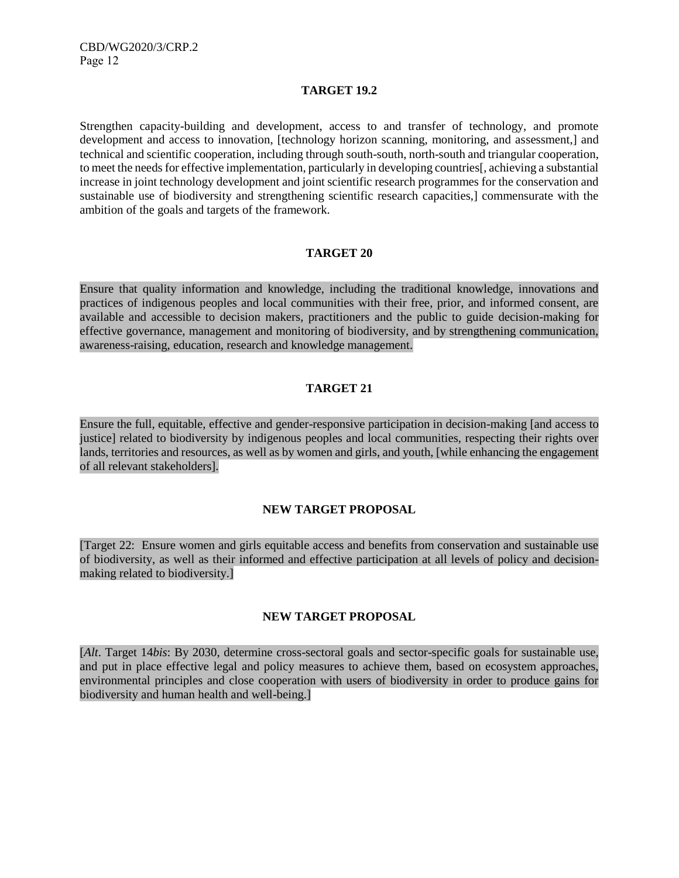**TARGET 19.2**

Strengthen capacity-building and development, access to and transfer of technology, and promote development and access to innovation, [technology horizon scanning, monitoring, and assessment,] and technical and scientific cooperation, including through south-south, north-south and triangular cooperation, to meet the needs for effective implementation, particularly in developing countries[, achieving a substantial increase in joint technology development and joint scientific research programmes for the conservation and sustainable use of biodiversity and strengthening scientific research capacities,] commensurate with the ambition of the goals and targets of the framework.

**TARGET 20**

Ensure that quality information and knowledge, including the traditional knowledge, innovations and practices of indigenous peoples and local communities with their free, prior, and informed consent, are available and accessible to decision makers, practitioners and the public to guide decision-making for effective governance, management and monitoring of biodiversity, and by strengthening communication, awareness-raising, education, research and knowledge management.

**TARGET 21**

Ensure the full, equitable, effective and gender-responsive participation in decision-making [and access to justice] related to biodiversity by indigenous peoples and local communities, respecting their rights over lands, territories and resources, as well as by women and girls, and youth, [while enhancing the engagement of all relevant stakeholders].

**NEW TARGET PROPOSAL**

[Target 22: Ensure women and girls equitable access and benefits from conservation and sustainable use of biodiversity, as well as their informed and effective participation at all levels of policy and decision-making related to biodiversity.]

**NEW TARGET PROPOSAL**

[*Alt*. Target 14*bis*: By 2030, determine cross-sectoral goals and sector-specific goals for sustainable use, and put in place effective legal and policy measures to achieve them, based on ecosystem approaches, environmental principles and close cooperation with users of biodiversity in order to produce gains for biodiversity and human health and well-being.]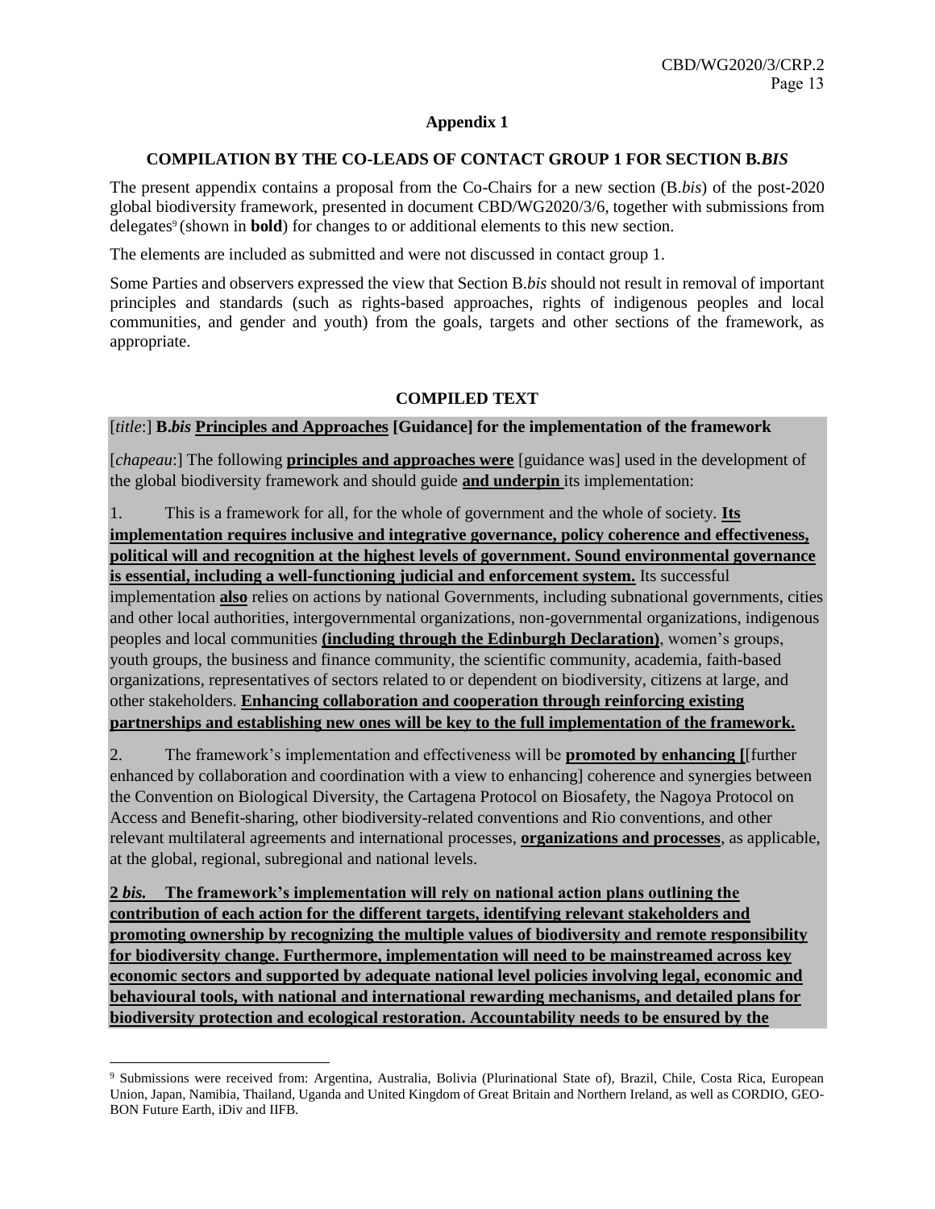**Appendix 1**

**COMPILATION BY THE CO-LEADS OF CONTACT GROUP 1 FOR SECTION B.*BIS***

The present appendix contains a proposal from the Co-Chairs for a new section (B.*bis*) of the post-2020 global biodiversity framework, presented in document CBD/WG2020/3/6, together with submissions from delegates[9] (shown in **bold**) for changes to or additional elements to this new section.

The elements are included as submitted and were not discussed in contact group 1.

Some Parties and observers expressed the view that Section B.*bis* should not result in removal of important principles and standards (such as rights-based approaches, rights of indigenous peoples and local communities, and gender and youth) from the goals, targets and other sections of the framework, as appropriate.

**COMPILED TEXT**

[*title*:] **B.*bis* Principles and Approaches [Guidance] for the implementation of the framework**

[*chapeau*:] The following **principles and approaches were** [guidance was] used in the development of the global biodiversity framework and should guide **and underpin** its implementation:

1. This is a framework for all, for the whole of government and the whole of society. **Its implementation requires inclusive and integrative governance, policy coherence and effectiveness, political will and recognition at the highest levels of government. Sound environmental governance is essential, including a well-functioning judicial and enforcement system.** Its successful implementation **also** relies on actions by national Governments, including subnational governments, cities and other local authorities, intergovernmental organizations, non-governmental organizations, indigenous peoples and local communities **(including through the Edinburgh Declaration)**, women's groups, youth groups, the business and finance community, the scientific community, academia, faith-based organizations, representatives of sectors related to or dependent on biodiversity, citizens at large, and other stakeholders. **Enhancing collaboration and cooperation through reinforcing existing partnerships and establishing new ones will be key to the full implementation of the framework.**

2. The framework's implementation and effectiveness will be **promoted by enhancing [**[further enhanced by collaboration and coordination with a view to enhancing] coherence and synergies between the Convention on Biological Diversity, the Cartagena Protocol on Biosafety, the Nagoya Protocol on Access and Benefit-sharing, other biodiversity-related conventions and Rio conventions, and other relevant multilateral agreements and international processes, **organizations and processes**, as applicable, at the global, regional, subregional and national levels.

**2 *bis.* The framework's implementation will rely on national action plans outlining the contribution of each action for the different targets, identifying relevant stakeholders and promoting ownership by recognizing the multiple values of biodiversity and remote responsibility for biodiversity change. Furthermore, implementation will need to be mainstreamed across key economic sectors and supported by adequate national level policies involving legal, economic and behavioural tools, with national and international rewarding mechanisms, and detailed plans for biodiversity protection and ecological restoration. Accountability needs to be ensured by the**

[9] Submissions were received from: Argentina, Australia, Bolivia (Plurinational State of), Brazil, Chile, Costa Rica, European Union, Japan, Namibia, Thailand, Uganda and United Kingdom of Great Britain and Northern Ireland, as well as CORDIO, GEO-BON Future Earth, iDiv and IIFB.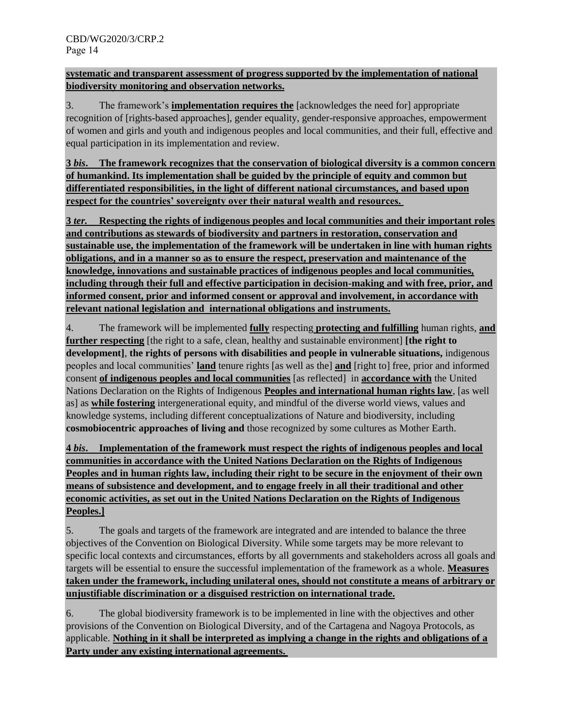**systematic and transparent assessment of progress supported by the implementation of national biodiversity monitoring and observation networks.**

3. The framework's **implementation requires the** [acknowledges the need for] appropriate recognition of [rights-based approaches], gender equality, gender-responsive approaches, empowerment of women and girls and youth and indigenous peoples and local communities, and their full, effective and equal participation in its implementation and review.

**3 *bis*. The framework recognizes that the conservation of biological diversity is a common concern of humankind. Its implementation shall be guided by the principle of equity and common but differentiated responsibilities, in the light of different national circumstances, and based upon respect for the countries' sovereignty over their natural wealth and resources.**

**3 *ter*. Respecting the rights of indigenous peoples and local communities and their important roles and contributions as stewards of biodiversity and partners in restoration, conservation and sustainable use, the implementation of the framework will be undertaken in line with human rights obligations, and in a manner so as to ensure the respect, preservation and maintenance of the knowledge, innovations and sustainable practices of indigenous peoples and local communities, including through their full and effective participation in decision-making and with free, prior, and informed consent, prior and informed consent or approval and involvement, in accordance with relevant national legislation and international obligations and instruments.**

4. The framework will be implemented **fully** respecting **protecting and fulfilling** human rights, **and further respecting** [the right to a safe, clean, healthy and sustainable environment] **[the right to development]**, **the rights of persons with disabilities and people in vulnerable situations,** indigenous peoples and local communities' **land** tenure rights [as well as the] **and** [right to] free, prior and informed consent **of indigenous peoples and local communities** [as reflected] in **accordance with** the United Nations Declaration on the Rights of Indigenous **Peoples and international human rights law**, [as well as] as **while fostering** intergenerational equity, and mindful of the diverse world views, values and knowledge systems, including different conceptualizations of Nature and biodiversity, including **cosmobiocentric approaches of living and** those recognized by some cultures as Mother Earth.

**4 *bis*. Implementation of the framework must respect the rights of indigenous peoples and local communities in accordance with the United Nations Declaration on the Rights of Indigenous Peoples and in human rights law, including their right to be secure in the enjoyment of their own means of subsistence and development, and to engage freely in all their traditional and other economic activities, as set out in the United Nations Declaration on the Rights of Indigenous Peoples.]**

5. The goals and targets of the framework are integrated and are intended to balance the three objectives of the Convention on Biological Diversity. While some targets may be more relevant to specific local contexts and circumstances, efforts by all governments and stakeholders across all goals and targets will be essential to ensure the successful implementation of the framework as a whole. **Measures taken under the framework, including unilateral ones, should not constitute a means of arbitrary or unjustifiable discrimination or a disguised restriction on international trade.**

6. The global biodiversity framework is to be implemented in line with the objectives and other provisions of the Convention on Biological Diversity, and of the Cartagena and Nagoya Protocols, as applicable. **Nothing in it shall be interpreted as implying a change in the rights and obligations of a Party under any existing international agreements.**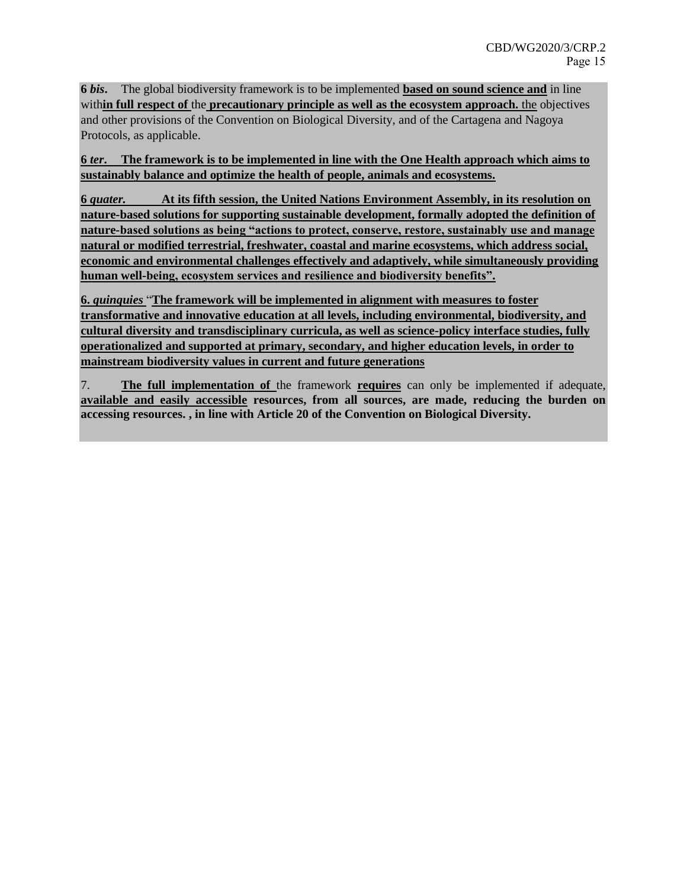**6** ***bis*****.** The global biodiversity framework is to be implemented **based on sound science and** in line with**in full respect of** the **precautionary principle as well as the ecosystem approach.** the objectives and other provisions of the Convention on Biological Diversity, and of the Cartagena and Nagoya Protocols, as applicable.

**6** ***ter*****. The framework is to be implemented in line with the One Health approach which aims to sustainably balance and optimize the health of people, animals and ecosystems.**

**6** ***quater.*** **At its fifth session, the United Nations Environment Assembly, in its resolution on nature-based solutions for supporting sustainable development, formally adopted the definition of nature-based solutions as being "actions to protect, conserve, restore, sustainably use and manage natural or modified terrestrial, freshwater, coastal and marine ecosystems, which address social, economic and environmental challenges effectively and adaptively, while simultaneously providing human well-being, ecosystem services and resilience and biodiversity benefits".**

**6.** ***quinquies*** "**The framework will be implemented in alignment with measures to foster transformative and innovative education at all levels, including environmental, biodiversity, and cultural diversity and transdisciplinary curricula, as well as science-policy interface studies, fully operationalized and supported at primary, secondary, and higher education levels, in order to mainstream biodiversity values in current and future generations**

7. **The full implementation of** the framework **requires** can only be implemented if adequate, **available and easily accessible resources, from all sources, are made, reducing the burden on accessing resources. , in line with Article 20 of the Convention on Biological Diversity.**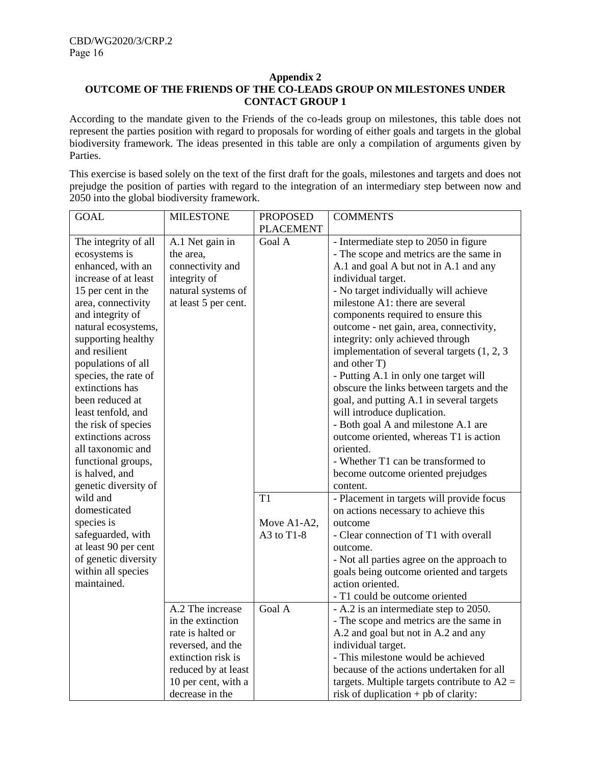## Appendix 2

## OUTCOME OF THE FRIENDS OF THE CO-LEADS GROUP ON MILESTONES UNDER CONTACT GROUP 1

According to the mandate given to the Friends of the co-leads group on milestones, this table does not represent the parties position with regard to proposals for wording of either goals and targets in the global biodiversity framework. The ideas presented in this table are only a compilation of arguments given by Parties.

This exercise is based solely on the text of the first draft for the goals, milestones and targets and does not prejudge the position of parties with regard to the integration of an intermediary step between now and 2050 into the global biodiversity framework.

| GOAL | MILESTONE | PROPOSED PLACEMENT | COMMENTS |
|---|---|---|---|
| The integrity of all ecosystems is enhanced, with an increase of at least 15 per cent in the area, connectivity and integrity of natural ecosystems, supporting healthy and resilient populations of all species, the rate of extinctions has been reduced at least tenfold, and the risk of species extinctions across all taxonomic and functional groups, is halved, and genetic diversity of wild and domesticated species is safeguarded, with at least 90 per cent of genetic diversity within all species maintained. | A.1 Net gain in the area, connectivity and integrity of natural systems of at least 5 per cent. | Goal A | - Intermediate step to 2050 in figure<br>- The scope and metrics are the same in A.1 and goal A but not in A.1 and any individual target.<br>- No target individually will achieve milestone A1: there are several components required to ensure this outcome - net gain, area, connectivity, integrity: only achieved through implementation of several targets (1, 2, 3 and other T)<br>- Putting A.1 in only one target will obscure the links between targets and the goal, and putting A.1 in several targets will introduce duplication.<br>- Both goal A and milestone A.1 are outcome oriented, whereas T1 is action oriented.<br>- Whether T1 can be transformed to become outcome oriented prejudges content. |
| | | T1<br><br>Move A1-A2, A3 to T1-8 | - Placement in targets will provide focus on actions necessary to achieve this outcome<br>- Clear connection of T1 with overall outcome.<br>- Not all parties agree on the approach to goals being outcome oriented and targets action oriented.<br>- T1 could be outcome oriented |
| | A.2 The increase in the extinction rate is halted or reversed, and the extinction risk is reduced by at least 10 per cent, with a decrease in the | Goal A | - A.2 is an intermediate step to 2050.<br>- The scope and metrics are the same in A.2 and goal but not in A.2 and any individual target.<br>- This milestone would be achieved because of the actions undertaken for all targets. Multiple targets contribute to A2 = risk of duplication + pb of clarity: |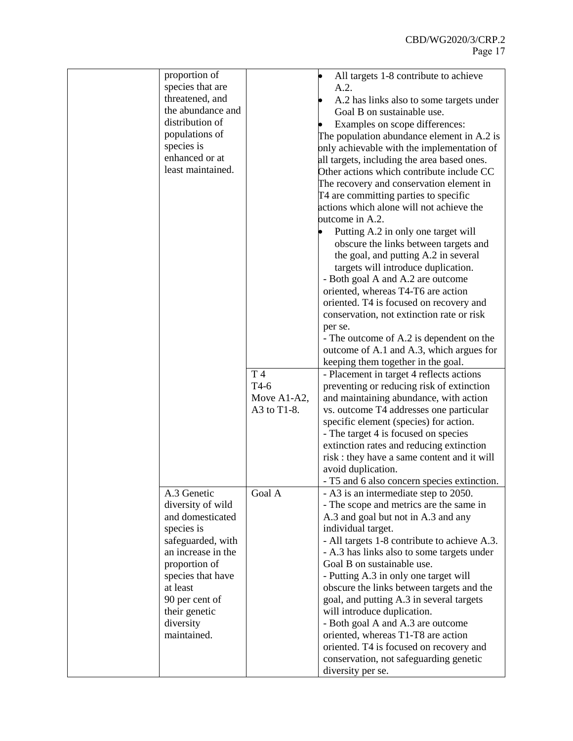| | | | |
|---|---|---|---|
| | proportion of species that are threatened, and the abundance and distribution of populations of species is enhanced or at least maintained. | | • All targets 1-8 contribute to achieve A.2.<br>• A.2 has links also to some targets under Goal B on sustainable use.<br>• Examples on scope differences:<br>The population abundance element in A.2 is only achievable with the implementation of all targets, including the area based ones. Other actions which contribute include CC The recovery and conservation element in T4 are committing parties to specific actions which alone will not achieve the outcome in A.2.<br>• Putting A.2 in only one target will obscure the links between targets and the goal, and putting A.2 in several targets will introduce duplication.<br>- Both goal A and A.2 are outcome oriented, whereas T4-T6 are action oriented. T4 is focused on recovery and conservation, not extinction rate or risk per se.<br>- The outcome of A.2 is dependent on the outcome of A.1 and A.3, which argues for keeping them together in the goal. |
| | | T 4<br>T4-6<br>Move A1-A2, A3 to T1-8. | - Placement in target 4 reflects actions preventing or reducing risk of extinction and maintaining abundance, with action vs. outcome T4 addresses one particular specific element (species) for action.<br>- The target 4 is focused on species extinction rates and reducing extinction risk : they have a same content and it will avoid duplication.<br>- T5 and 6 also concern species extinction. |
| | A.3 Genetic diversity of wild and domesticated species is safeguarded, with an increase in the proportion of species that have at least 90 per cent of their genetic diversity maintained. | Goal A | - A3 is an intermediate step to 2050.<br>- The scope and metrics are the same in A.3 and goal but not in A.3 and any individual target.<br>- All targets 1-8 contribute to achieve A.3.<br>- A.3 has links also to some targets under Goal B on sustainable use.<br>- Putting A.3 in only one target will obscure the links between targets and the goal, and putting A.3 in several targets will introduce duplication.<br>- Both goal A and A.3 are outcome oriented, whereas T1-T8 are action oriented. T4 is focused on recovery and conservation, not safeguarding genetic diversity per se. |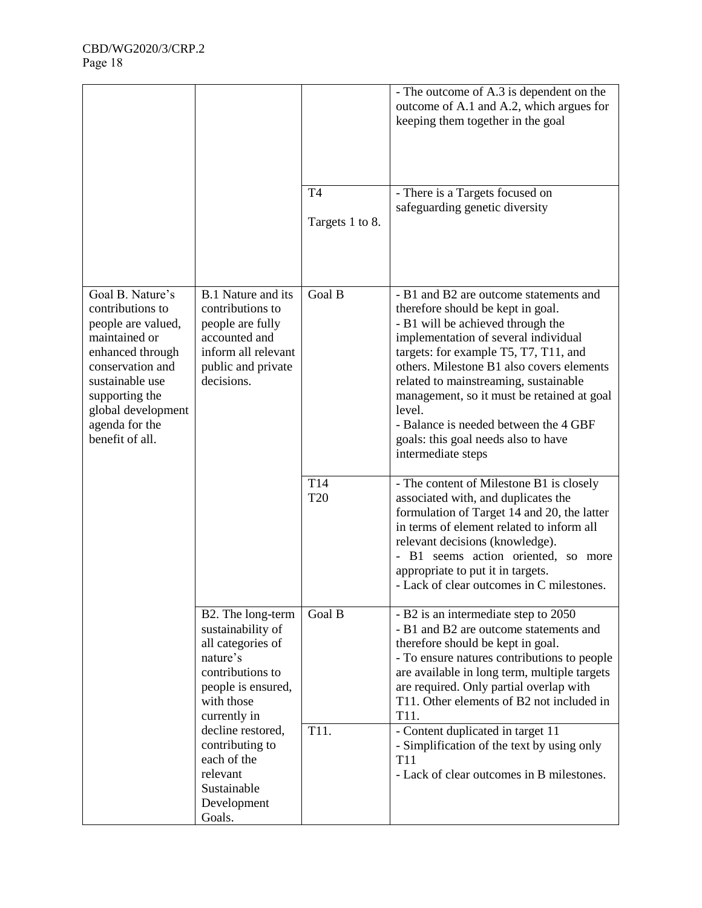| | | | - The outcome of A.3 is dependent on the outcome of A.1 and A.2, which argues for keeping them together in the goal |
|---|---|---|---|
| | | T4<br><br>Targets 1 to 8. | - There is a Targets focused on safeguarding genetic diversity |
| Goal B. Nature's contributions to people are valued, maintained or enhanced through conservation and sustainable use supporting the global development agenda for the benefit of all. | B.1 Nature and its contributions to people are fully accounted and inform all relevant public and private decisions. | Goal B | - B1 and B2 are outcome statements and therefore should be kept in goal.<br>- B1 will be achieved through the implementation of several individual targets: for example T5, T7, T11, and others. Milestone B1 also covers elements related to mainstreaming, sustainable management, so it must be retained at goal level.<br>- Balance is needed between the 4 GBF goals: this goal needs also to have intermediate steps |
| | | T14<br>T20 | - The content of Milestone B1 is closely associated with, and duplicates the formulation of Target 14 and 20, the latter in terms of element related to inform all relevant decisions (knowledge).<br>- B1 seems action oriented, so more appropriate to put it in targets.<br>- Lack of clear outcomes in C milestones. |
| | B2. The long-term sustainability of all categories of nature's contributions to people is ensured, with those currently in decline restored, contributing to each of the relevant Sustainable Development Goals. | Goal B | - B2 is an intermediate step to 2050<br>- B1 and B2 are outcome statements and therefore should be kept in goal.<br>- To ensure natures contributions to people are available in long term, multiple targets are required. Only partial overlap with T11. Other elements of B2 not included in T11. |
| | | T11. | - Content duplicated in target 11<br>- Simplification of the text by using only T11<br>- Lack of clear outcomes in B milestones. |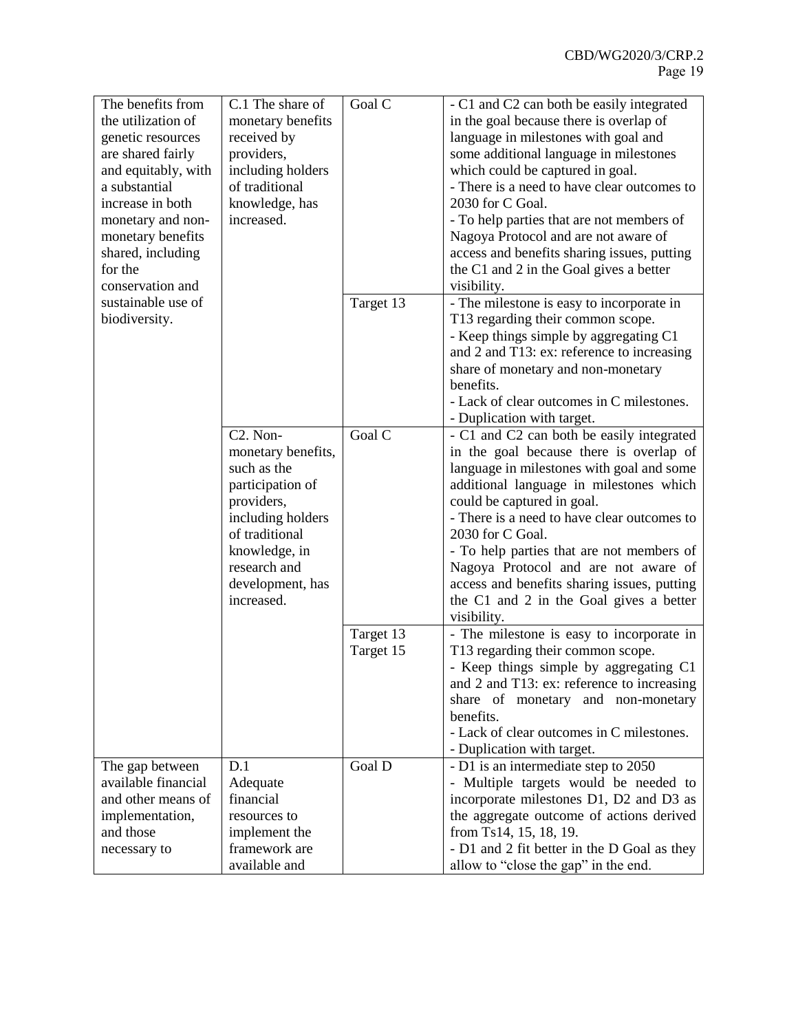| | | | |
|---|---|---|---|
| The benefits from the utilization of genetic resources are shared fairly and equitably, with a substantial increase in both monetary and non-monetary benefits shared, including for the conservation and sustainable use of biodiversity. | C.1 The share of monetary benefits received by providers, including holders of traditional knowledge, has increased. | Goal C | - C1 and C2 can both be easily integrated in the goal because there is overlap of language in milestones with goal and some additional language in milestones which could be captured in goal.<br>- There is a need to have clear outcomes to 2030 for C Goal.<br>- To help parties that are not members of Nagoya Protocol and are not aware of access and benefits sharing issues, putting the C1 and 2 in the Goal gives a better visibility. |
| | | Target 13 | - The milestone is easy to incorporate in T13 regarding their common scope.<br>- Keep things simple by aggregating C1 and 2 and T13: ex: reference to increasing share of monetary and non-monetary benefits.<br>- Lack of clear outcomes in C milestones.<br>- Duplication with target. |
| | C2. Non-monetary benefits, such as the participation of providers, including holders of traditional knowledge, in research and development, has increased. | Goal C | - C1 and C2 can both be easily integrated in the goal because there is overlap of language in milestones with goal and some additional language in milestones which could be captured in goal.<br>- There is a need to have clear outcomes to 2030 for C Goal.<br>- To help parties that are not members of Nagoya Protocol and are not aware of access and benefits sharing issues, putting the C1 and 2 in the Goal gives a better visibility. |
| | | Target 13<br>Target 15 | - The milestone is easy to incorporate in T13 regarding their common scope.<br>- Keep things simple by aggregating C1 and 2 and T13: ex: reference to increasing share of monetary and non-monetary benefits.<br>- Lack of clear outcomes in C milestones.<br>- Duplication with target. |
| The gap between available financial and other means of implementation, and those necessary to | D.1 Adequate financial resources to implement the framework are available and | Goal D | - D1 is an intermediate step to 2050<br>- Multiple targets would be needed to incorporate milestones D1, D2 and D3 as the aggregate outcome of actions derived from Ts14, 15, 18, 19.<br>- D1 and 2 fit better in the D Goal as they allow to "close the gap" in the end. |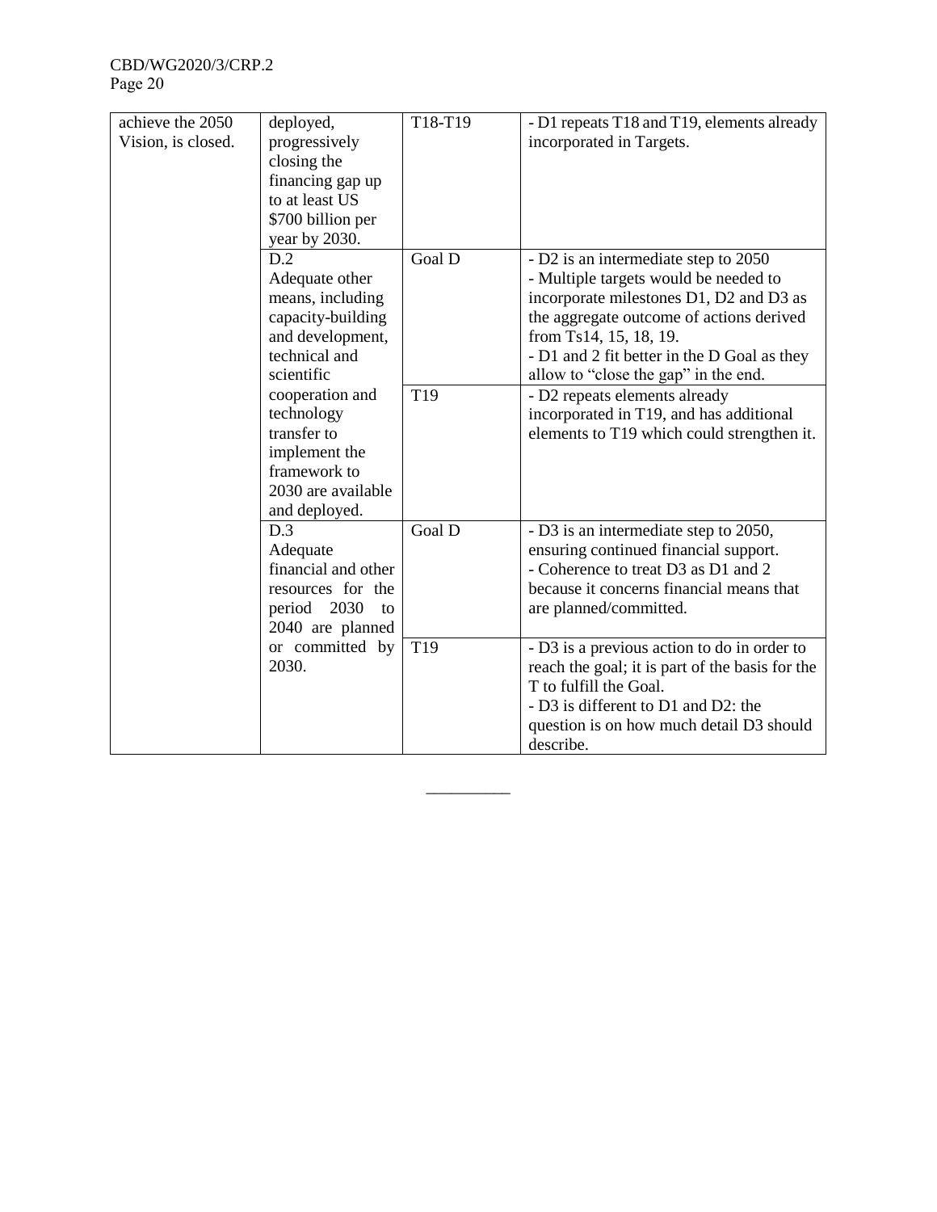| | | | |
|---|---|---|---|
| achieve the 2050 Vision, is closed. | deployed, progressively closing the financing gap up to at least US $700 billion per year by 2030. | T18-T19 | - D1 repeats T18 and T19, elements already incorporated in Targets. |
| | D.2 Adequate other means, including capacity-building and development, technical and scientific cooperation and technology transfer to implement the framework to 2030 are available and deployed. | Goal D | - D2 is an intermediate step to 2050<br>- Multiple targets would be needed to incorporate milestones D1, D2 and D3 as the aggregate outcome of actions derived from Ts14, 15, 18, 19.<br>- D1 and 2 fit better in the D Goal as they allow to "close the gap" in the end. |
| | | T19 | - D2 repeats elements already incorporated in T19, and has additional elements to T19 which could strengthen it. |
| | D.3 Adequate financial and other resources for the period 2030 to 2040 are planned or committed by 2030. | Goal D | - D3 is an intermediate step to 2050, ensuring continued financial support.<br>- Coherence to treat D3 as D1 and 2 because it concerns financial means that are planned/committed. |
| | | T19 | - D3 is a previous action to do in order to reach the goal; it is part of the basis for the T to fulfill the Goal.<br>- D3 is different to D1 and D2: the question is on how much detail D3 should describe. |

__________